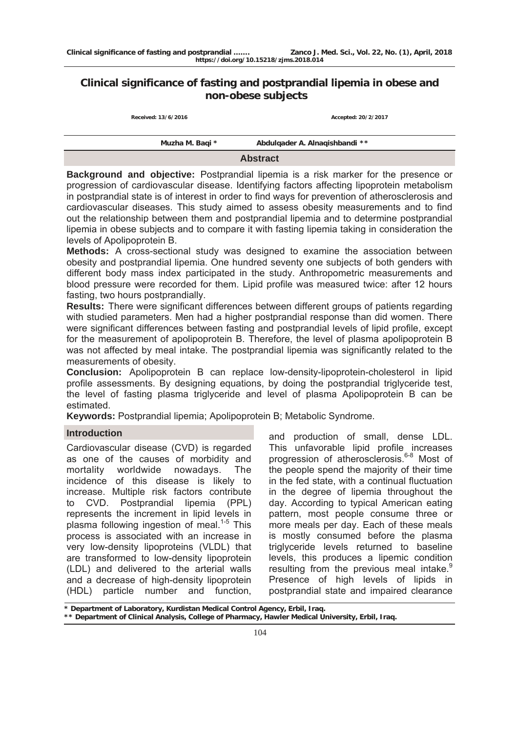# Clinical significance of fasting and postprandial lipemia in obese and non-obese subjects

Received: 13/6/2016 Accepted: 20/2/2017

Muzha M. Baqi * Abdulqader A. Alnaqishbandi **

## Abstract

**Background and objective:** Postprandial lipemia is a risk marker for the presence or progression of cardiovascular disease. Identifying factors affecting lipoprotein metabolism in postprandial state is of interest in order to find ways for prevention of atherosclerosis and cardiovascular diseases. This study aimed to assess obesity measurements and to find out the relationship between them and postprandial lipemia and to determine postprandial lipemia in obese subjects and to compare it with fasting lipemia taking in consideration the levels of Apolipoprotein B.

**Methods:** A cross-sectional study was designed to examine the association between obesity and postprandial lipemia. One hundred seventy one subjects of both genders with different body mass index participated in the study. Anthropometric measurements and blood pressure were recorded for them. Lipid profile was measured twice: after 12 hours fasting, two hours postprandially.

**Results:** There were significant differences between different groups of patients regarding with studied parameters. Men had a higher postprandial response than did women. There were significant differences between fasting and postprandial levels of lipid profile, except for the measurement of apolipoprotein B. Therefore, the level of plasma apolipoprotein B was not affected by meal intake. The postprandial lipemia was significantly related to the measurements of obesity.

**Conclusion:** Apolipoprotein B can replace low-density-lipoprotein-cholesterol in lipid profile assessments. By designing equations, by doing the postprandial triglyceride test, the level of fasting plasma triglyceride and level of plasma Apolipoprotein B can be estimated.

**Keywords:** Postprandial lipemia; Apolipoprotein B; Metabolic Syndrome.

## Introduction

Cardiovascular disease (CVD) is regarded as one of the causes of morbidity and mortality worldwide nowadays. The incidence of this disease is likely to increase. Multiple risk factors contribute to CVD. Postprandial lipemia (PPL) represents the increment in lipid levels in plasma following ingestion of meal.[1-5] This process is associated with an increase in very low-density lipoproteins (VLDL) that are transformed to low-density lipoprotein (LDL) and delivered to the arterial walls and a decrease of high-density lipoprotein (HDL) particle number and function, and production of small, dense LDL. This unfavorable lipid profile increases progression of atherosclerosis.[6-8] Most of the people spend the majority of their time in the fed state, with a continual fluctuation in the degree of lipemia throughout the day. According to typical American eating pattern, most people consume three or more meals per day. Each of these meals is mostly consumed before the plasma triglyceride levels returned to baseline levels, this produces a lipemic condition resulting from the previous meal intake.[9] Presence of high levels of lipids in postprandial state and impaired clearance

\* Department of Laboratory, Kurdistan Medical Control Agency, Erbil, Iraq.
\*\* Department of Clinical Analysis, College of Pharmacy, Hawler Medical University, Erbil, Iraq.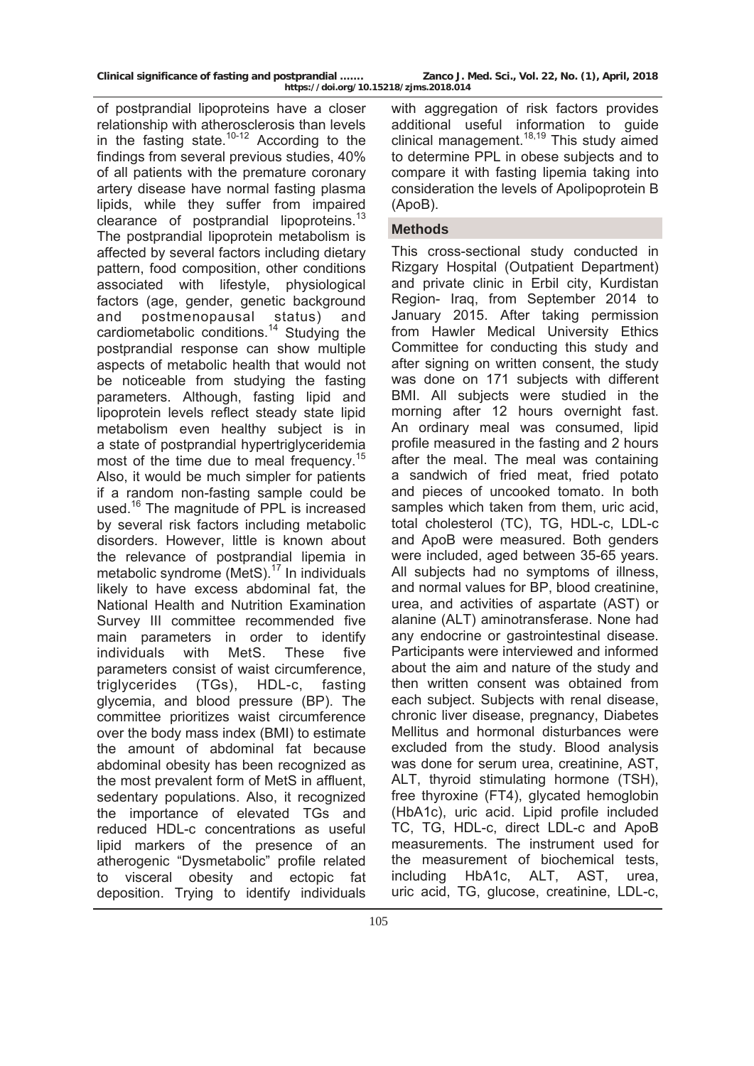of postprandial lipoproteins have a closer relationship with atherosclerosis than levels in the fasting state.[10-12] According to the findings from several previous studies, 40% of all patients with the premature coronary artery disease have normal fasting plasma lipids, while they suffer from impaired clearance of postprandial lipoproteins.[13] The postprandial lipoprotein metabolism is affected by several factors including dietary pattern, food composition, other conditions associated with lifestyle, physiological factors (age, gender, genetic background and postmenopausal status) and cardiometabolic conditions.[14] Studying the postprandial response can show multiple aspects of metabolic health that would not be noticeable from studying the fasting parameters. Although, fasting lipid and lipoprotein levels reflect steady state lipid metabolism even healthy subject is in a state of postprandial hypertriglyceridemia most of the time due to meal frequency.[15] Also, it would be much simpler for patients if a random non-fasting sample could be used.[16] The magnitude of PPL is increased by several risk factors including metabolic disorders. However, little is known about the relevance of postprandial lipemia in metabolic syndrome (MetS).[17] In individuals likely to have excess abdominal fat, the National Health and Nutrition Examination Survey III committee recommended five main parameters in order to identify individuals with MetS. These five parameters consist of waist circumference, triglycerides (TGs), HDL-c, fasting glycemia, and blood pressure (BP). The committee prioritizes waist circumference over the body mass index (BMI) to estimate the amount of abdominal fat because abdominal obesity has been recognized as the most prevalent form of MetS in affluent, sedentary populations. Also, it recognized the importance of elevated TGs and reduced HDL-c concentrations as useful lipid markers of the presence of an atherogenic "Dysmetabolic" profile related to visceral obesity and ectopic fat deposition. Trying to identify individuals with aggregation of risk factors provides additional useful information to guide clinical management.[18,19] This study aimed to determine PPL in obese subjects and to compare it with fasting lipemia taking into consideration the levels of Apolipoprotein B (ApoB).

## Methods

This cross-sectional study conducted in Rizgary Hospital (Outpatient Department) and private clinic in Erbil city, Kurdistan Region- Iraq, from September 2014 to January 2015. After taking permission from Hawler Medical University Ethics Committee for conducting this study and after signing on written consent, the study was done on 171 subjects with different BMI. All subjects were studied in the morning after 12 hours overnight fast. An ordinary meal was consumed, lipid profile measured in the fasting and 2 hours after the meal. The meal was containing a sandwich of fried meat, fried potato and pieces of uncooked tomato. In both samples which taken from them, uric acid, total cholesterol (TC), TG, HDL-c, LDL-c and ApoB were measured. Both genders were included, aged between 35-65 years. All subjects had no symptoms of illness, and normal values for BP, blood creatinine, urea, and activities of aspartate (AST) or alanine (ALT) aminotransferase. None had any endocrine or gastrointestinal disease. Participants were interviewed and informed about the aim and nature of the study and then written consent was obtained from each subject. Subjects with renal disease, chronic liver disease, pregnancy, Diabetes Mellitus and hormonal disturbances were excluded from the study. Blood analysis was done for serum urea, creatinine, AST, ALT, thyroid stimulating hormone (TSH), free thyroxine (FT4), glycated hemoglobin (HbA1c), uric acid. Lipid profile included TC, TG, HDL-c, direct LDL-c and ApoB measurements. The instrument used for the measurement of biochemical tests, including HbA1c, ALT, AST, urea, uric acid, TG, glucose, creatinine, LDL-c,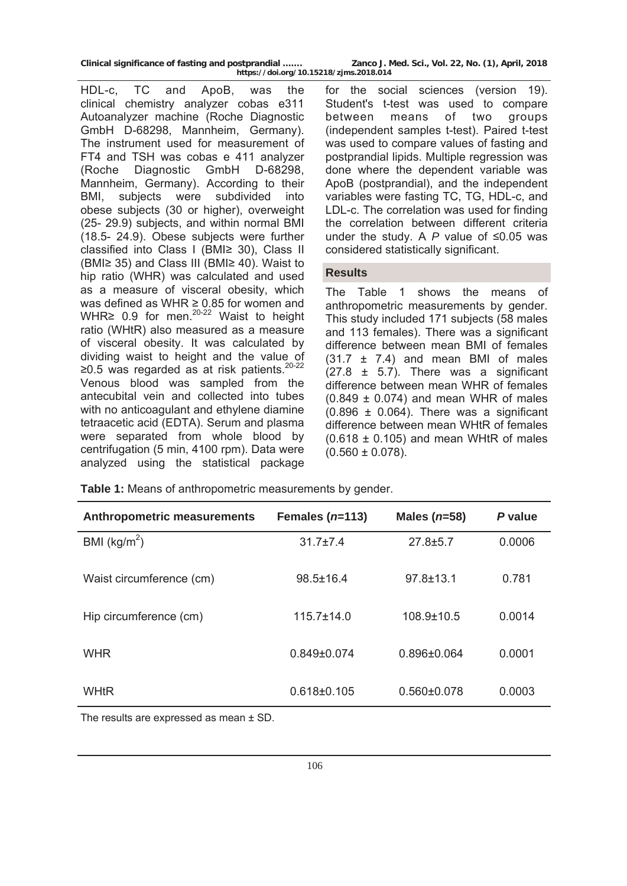HDL-c, TC and ApoB, was the clinical chemistry analyzer cobas e311 Autoanalyzer machine (Roche Diagnostic GmbH D-68298, Mannheim, Germany). The instrument used for measurement of FT4 and TSH was cobas e 411 analyzer (Roche Diagnostic GmbH D-68298, Mannheim, Germany). According to their BMI, subjects were subdivided into obese subjects (30 or higher), overweight (25- 29.9) subjects, and within normal BMI (18.5- 24.9). Obese subjects were further classified into Class I (BMI≥ 30), Class II (BMI≥ 35) and Class III (BMI≥ 40). Waist to hip ratio (WHR) was calculated and used as a measure of visceral obesity, which was defined as WHR ≥ 0.85 for women and WHR≥ 0.9 for men.[20-22] Waist to height ratio (WHtR) also measured as a measure of visceral obesity. It was calculated by dividing waist to height and the value of ≥0.5 was regarded as at risk patients.[20-22] Venous blood was sampled from the antecubital vein and collected into tubes with no anticoagulant and ethylene diamine tetraacetic acid (EDTA). Serum and plasma were separated from whole blood by centrifugation (5 min, 4100 rpm). Data were analyzed using the statistical package for the social sciences (version 19). Student's t-test was used to compare between means of two groups (independent samples t-test). Paired t-test was used to compare values of fasting and postprandial lipids. Multiple regression was done where the dependent variable was ApoB (postprandial), and the independent variables were fasting TC, TG, HDL-c, and LDL-c. The correlation was used for finding the correlation between different criteria under the study. A *P* value of ≤0.05 was considered statistically significant.

## Results

The Table 1 shows the means of anthropometric measurements by gender. This study included 171 subjects (58 males and 113 females). There was a significant difference between mean BMI of females (31.7 ± 7.4) and mean BMI of males (27.8 ± 5.7). There was a significant difference between mean WHR of females (0.849 ± 0.074) and mean WHR of males (0.896 ± 0.064). There was a significant difference between mean WHtR of females (0.618 ± 0.105) and mean WHtR of males (0.560 ± 0.078).

**Table 1:** Means of anthropometric measurements by gender.

| Anthropometric measurements | Females (*n*=113) | Males (*n*=58) | *P* value |
|---|---|---|---|
| BMI (kg/m$^2$) | 31.7±7.4 | 27.8±5.7 | 0.0006 |
| Waist circumference (cm) | 98.5±16.4 | 97.8±13.1 | 0.781 |
| Hip circumference (cm) | 115.7±14.0 | 108.9±10.5 | 0.0014 |
| WHR | 0.849±0.074 | 0.896±0.064 | 0.0001 |
| WHtR | 0.618±0.105 | 0.560±0.078 | 0.0003 |

The results are expressed as mean ± SD.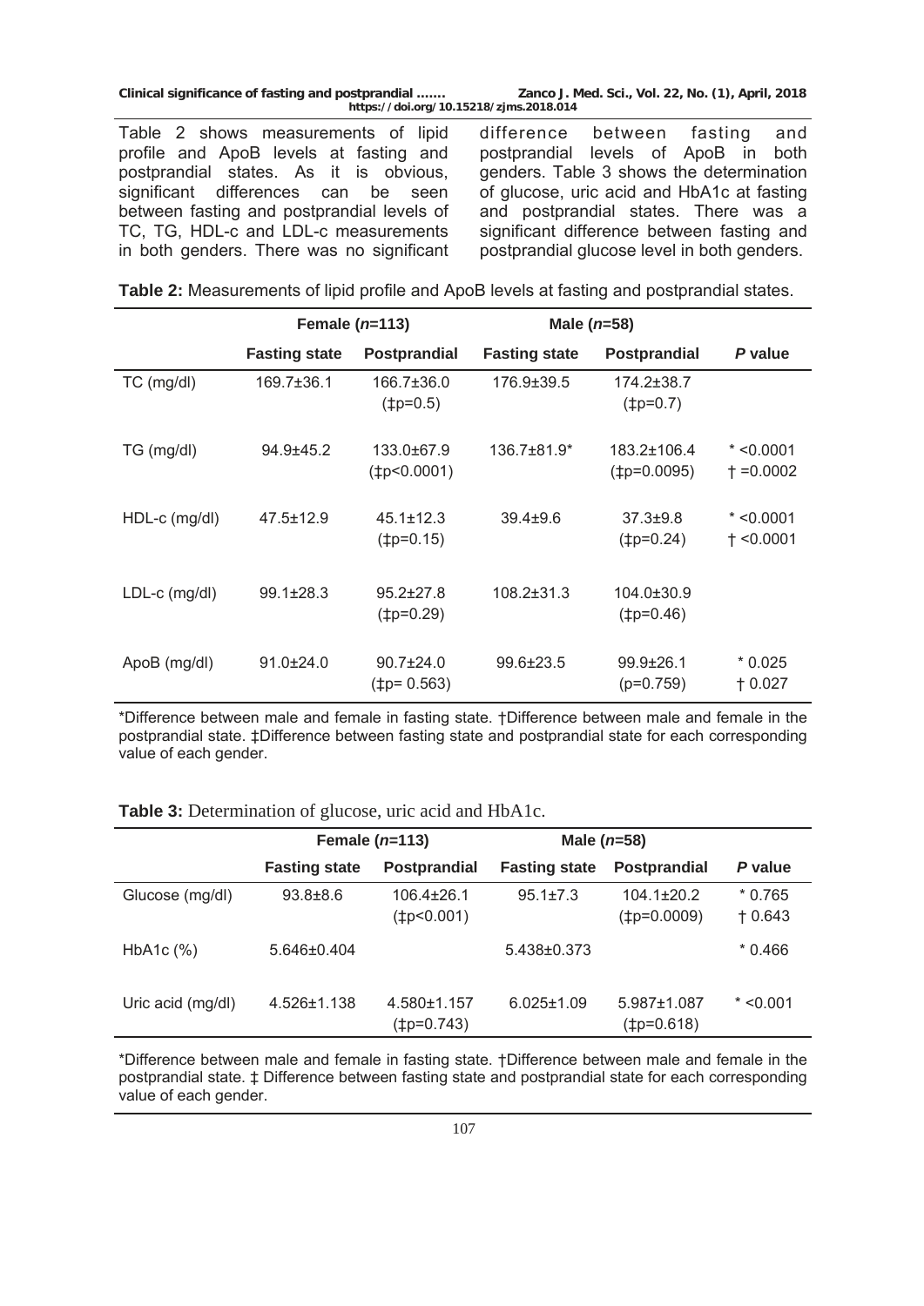Table 2 shows measurements of lipid profile and ApoB levels at fasting and postprandial states. As it is obvious, significant differences can be seen between fasting and postprandial levels of TC, TG, HDL-c and LDL-c measurements in both genders. There was no significant difference between fasting and postprandial levels of ApoB in both genders. Table 3 shows the determination of glucose, uric acid and HbA1c at fasting and postprandial states. There was a significant difference between fasting and postprandial glucose level in both genders.

**Table 2:** Measurements of lipid profile and ApoB levels at fasting and postprandial states.

| | Female (*n*=113) | | Male (*n*=58) | | |
|---|---|---|---|---|---|
| | **Fasting state** | **Postprandial** | **Fasting state** | **Postprandial** | ***P* value** |
| TC (mg/dl) | 169.7±36.1 | 166.7±36.0 (‡p=0.5) | 176.9±39.5 | 174.2±38.7 (‡p=0.7) | |
| TG (mg/dl) | 94.9±45.2 | 133.0±67.9 (‡p<0.0001) | 136.7±81.9* | 183.2±106.4 (‡p=0.0095) | * <0.0001 † =0.0002 |
| HDL-c (mg/dl) | 47.5±12.9 | 45.1±12.3 (‡p=0.15) | 39.4±9.6 | 37.3±9.8 (‡p=0.24) | * <0.0001 † <0.0001 |
| LDL-c (mg/dl) | 99.1±28.3 | 95.2±27.8 (‡p=0.29) | 108.2±31.3 | 104.0±30.9 (‡p=0.46) | |
| ApoB (mg/dl) | 91.0±24.0 | 90.7±24.0 (‡p= 0.563) | 99.6±23.5 | 99.9±26.1 (p=0.759) | * 0.025 † 0.027 |

*Difference between male and female in fasting state. †Difference between male and female in the postprandial state. ‡Difference between fasting state and postprandial state for each corresponding value of each gender.

**Table 3:** Determination of glucose, uric acid and HbA1c.

| | Female (*n*=113) | | Male (*n*=58) | | |
|---|---|---|---|---|---|
| | **Fasting state** | **Postprandial** | **Fasting state** | **Postprandial** | ***P* value** |
| Glucose (mg/dl) | 93.8±8.6 | 106.4±26.1 (‡p<0.001) | 95.1±7.3 | 104.1±20.2 (‡p=0.0009) | * 0.765 † 0.643 |
| HbA1c (%) | 5.646±0.404 | | 5.438±0.373 | | * 0.466 |
| Uric acid (mg/dl) | 4.526±1.138 | 4.580±1.157 (‡p=0.743) | 6.025±1.09 | 5.987±1.087 (‡p=0.618) | * <0.001 |

*Difference between male and female in fasting state. †Difference between male and female in the postprandial state. ‡ Difference between fasting state and postprandial state for each corresponding value of each gender.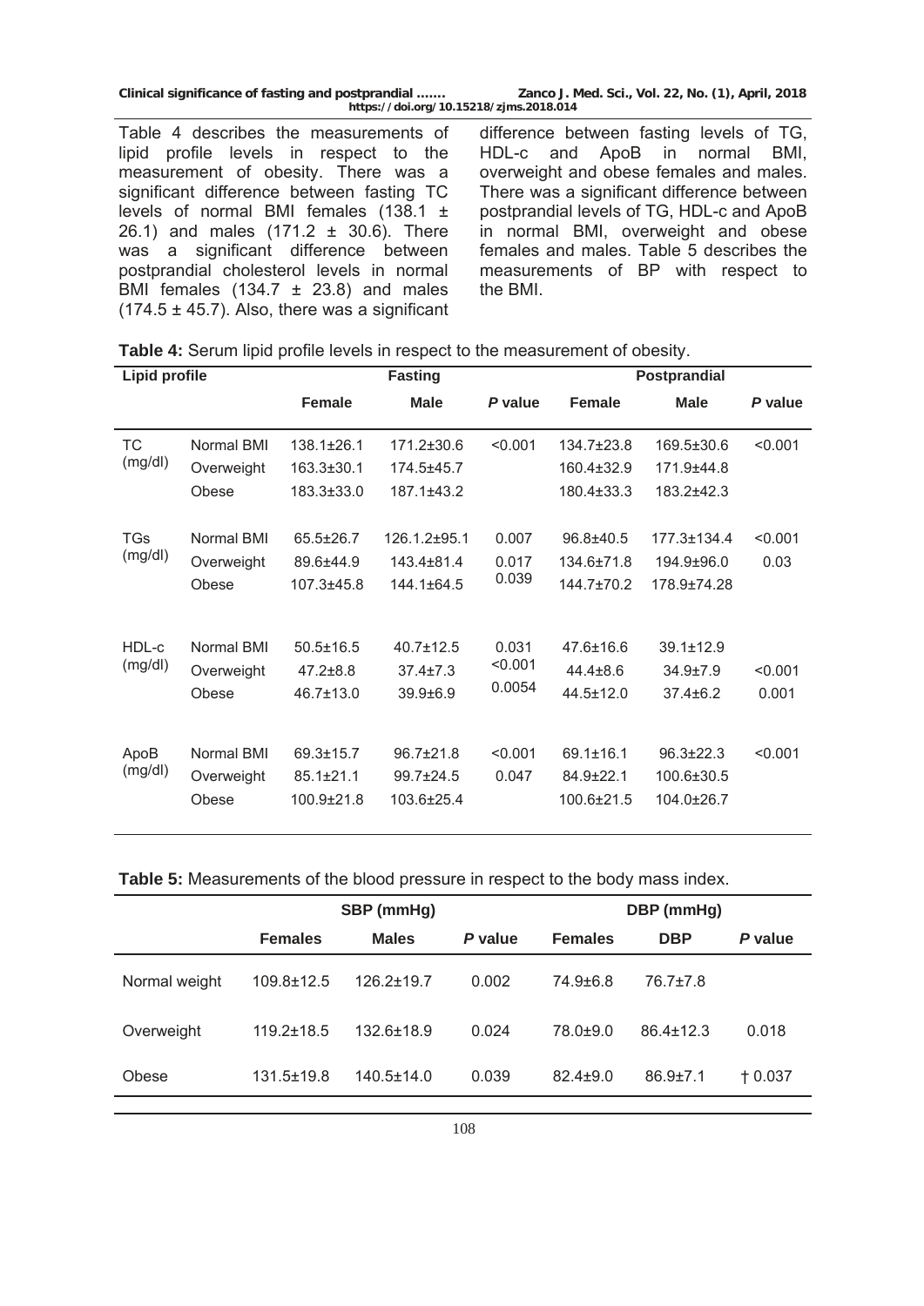Table 4 describes the measurements of lipid profile levels in respect to the measurement of obesity. There was a significant difference between fasting TC levels of normal BMI females (138.1 ± 26.1) and males (171.2 ± 30.6). There was a significant difference between postprandial cholesterol levels in normal BMI females (134.7 ± 23.8) and males (174.5 ± 45.7). Also, there was a significant difference between fasting levels of TG, HDL-c and ApoB in normal BMI, overweight and obese females and males. There was a significant difference between postprandial levels of TG, HDL-c and ApoB in normal BMI, overweight and obese females and males. Table 5 describes the measurements of BP with respect to the BMI.

**Table 4:** Serum lipid profile levels in respect to the measurement of obesity.

| Lipid profile | | Fasting | | | Postprandial | | |
|---|---|---|---|---|---|---|---|
| | | **Female** | **Male** | ***P* value** | **Female** | **Male** | ***P* value** |
| TC (mg/dl) | Normal BMI | 138.1±26.1 | 171.2±30.6 | <0.001 | 134.7±23.8 | 169.5±30.6 | <0.001 |
| | Overweight | 163.3±30.1 | 174.5±45.7 | | 160.4±32.9 | 171.9±44.8 | |
| | Obese | 183.3±33.0 | 187.1±43.2 | | 180.4±33.3 | 183.2±42.3 | |
| TGs (mg/dl) | Normal BMI | 65.5±26.7 | 126.1.2±95.1 | 0.007 | 96.8±40.5 | 177.3±134.4 | <0.001 |
| | Overweight | 89.6±44.9 | 143.4±81.4 | 0.017 | 134.6±71.8 | 194.9±96.0 | 0.03 |
| | Obese | 107.3±45.8 | 144.1±64.5 | 0.039 | 144.7±70.2 | 178.9±74.28 | |
| HDL-c (mg/dl) | Normal BMI | 50.5±16.5 | 40.7±12.5 | 0.031 | 47.6±16.6 | 39.1±12.9 | |
| | Overweight | 47.2±8.8 | 37.4±7.3 | <0.001 | 44.4±8.6 | 34.9±7.9 | <0.001 |
| | Obese | 46.7±13.0 | 39.9±6.9 | 0.0054 | 44.5±12.0 | 37.4±6.2 | 0.001 |
| ApoB (mg/dl) | Normal BMI | 69.3±15.7 | 96.7±21.8 | <0.001 | 69.1±16.1 | 96.3±22.3 | <0.001 |
| | Overweight | 85.1±21.1 | 99.7±24.5 | 0.047 | 84.9±22.1 | 100.6±30.5 | |
| | Obese | 100.9±21.8 | 103.6±25.4 | | 100.6±21.5 | 104.0±26.7 | |

**Table 5:** Measurements of the blood pressure in respect to the body mass index.

| | SBP (mmHg) | | | DBP (mmHg) | | |
|---|---|---|---|---|---|---|
| | **Females** | **Males** | ***P* value** | **Females** | **DBP** | ***P* value** |
| Normal weight | 109.8±12.5 | 126.2±19.7 | 0.002 | 74.9±6.8 | 76.7±7.8 | |
| Overweight | 119.2±18.5 | 132.6±18.9 | 0.024 | 78.0±9.0 | 86.4±12.3 | 0.018 |
| Obese | 131.5±19.8 | 140.5±14.0 | 0.039 | 82.4±9.0 | 86.9±7.1 | † 0.037 |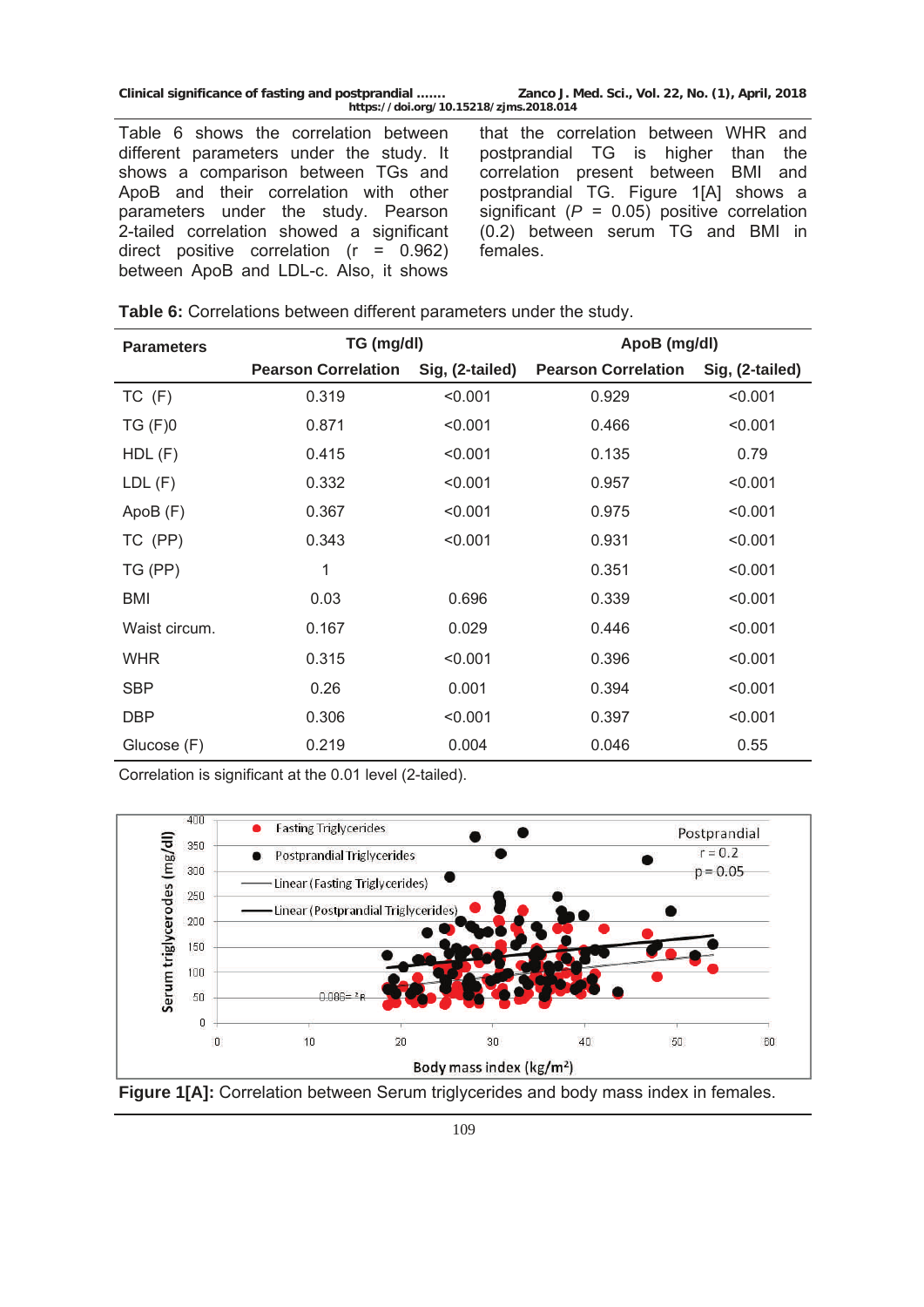Table 6 shows the correlation between different parameters under the study. It shows a comparison between TGs and ApoB and their correlation with other parameters under the study. Pearson 2-tailed correlation showed a significant direct positive correlation (r = 0.962) between ApoB and LDL-c. Also, it shows that the correlation between WHR and postprandial TG is higher than the correlation present between BMI and postprandial TG. Figure 1[A] shows a significant (*P* = 0.05) positive correlation (0.2) between serum TG and BMI in females.

**Table 6:** Correlations between different parameters under the study.

| Parameters | TG (mg/dl) | | ApoB (mg/dl) | |
|---|---|---|---|---|
| | Pearson Correlation | Sig, (2-tailed) | Pearson Correlation | Sig, (2-tailed) |
| TC (F) | 0.319 | <0.001 | 0.929 | <0.001 |
| TG (F)0 | 0.871 | <0.001 | 0.466 | <0.001 |
| HDL (F) | 0.415 | <0.001 | 0.135 | 0.79 |
| LDL (F) | 0.332 | <0.001 | 0.957 | <0.001 |
| ApoB (F) | 0.367 | <0.001 | 0.975 | <0.001 |
| TC (PP) | 0.343 | <0.001 | 0.931 | <0.001 |
| TG (PP) | 1 | | 0.351 | <0.001 |
| BMI | 0.03 | 0.696 | 0.339 | <0.001 |
| Waist circum. | 0.167 | 0.029 | 0.446 | <0.001 |
| WHR | 0.315 | <0.001 | 0.396 | <0.001 |
| SBP | 0.26 | 0.001 | 0.394 | <0.001 |
| DBP | 0.306 | <0.001 | 0.397 | <0.001 |
| Glucose (F) | 0.219 | 0.004 | 0.046 | 0.55 |

Correlation is significant at the 0.01 level (2-tailed).

**Figure 1[A]:** Correlation between Serum triglycerides and body mass index in females.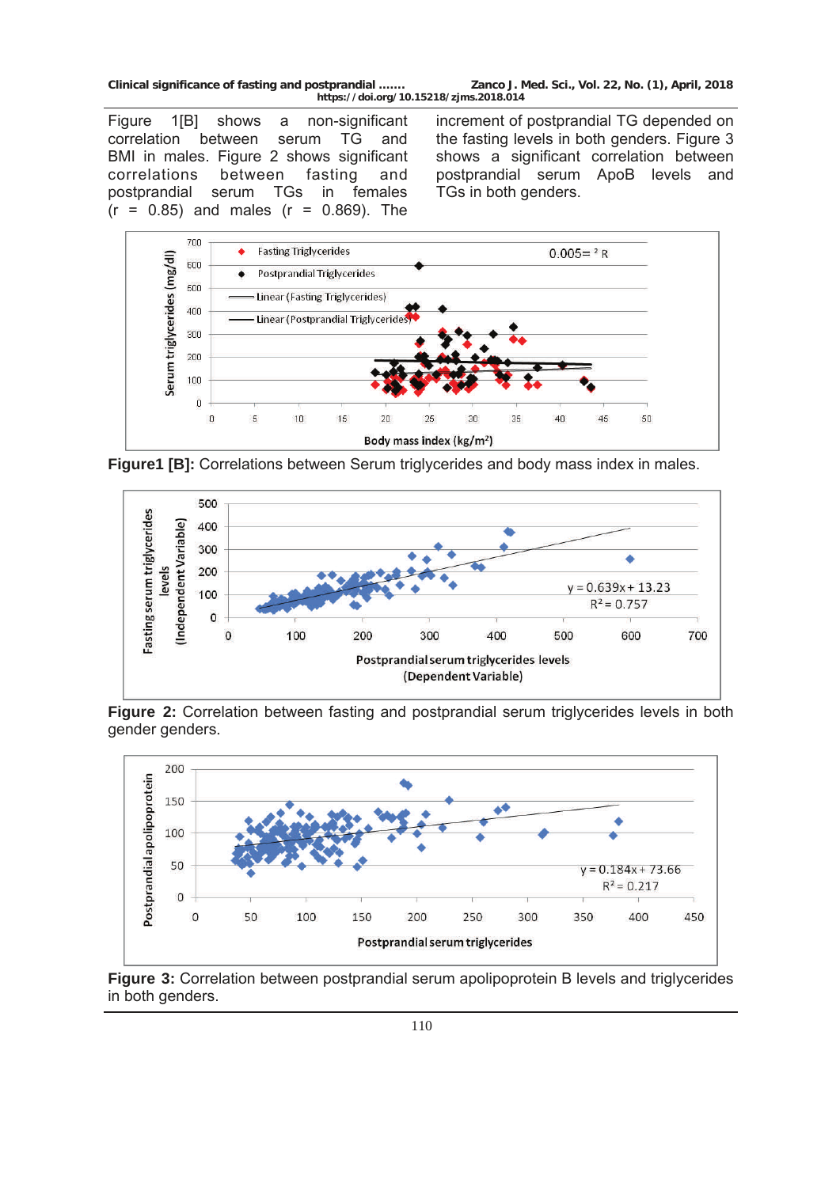Figure 1[B] shows a non-significant correlation between serum TG and BMI in males. Figure 2 shows significant correlations between fasting and postprandial serum TGs in females (r = 0.85) and males (r = 0.869). The increment of postprandial TG depended on the fasting levels in both genders. Figure 3 shows a significant correlation between postprandial serum ApoB levels and TGs in both genders.

**Figure1 [B]:** Correlations between Serum triglycerides and body mass index in males.

**Figure 2:** Correlation between fasting and postprandial serum triglycerides levels in both gender genders.

**Figure 3:** Correlation between postprandial serum apolipoprotein B levels and triglycerides in both genders.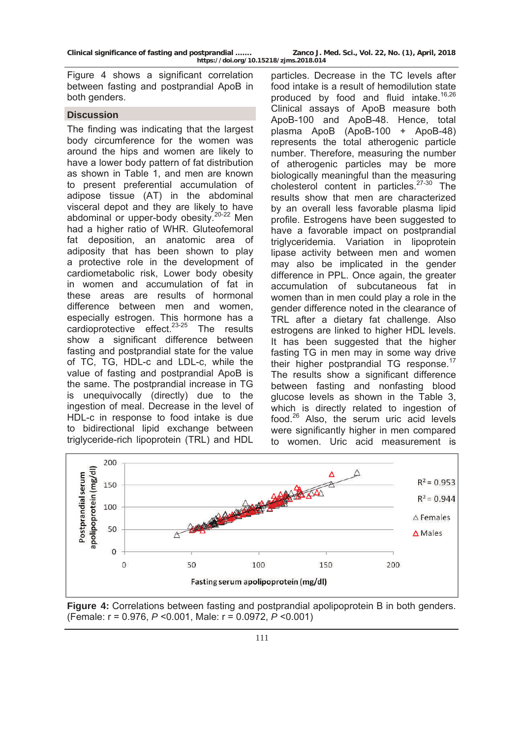Figure 4 shows a significant correlation between fasting and postprandial ApoB in both genders.

## Discussion

The finding was indicating that the largest body circumference for the women was around the hips and women are likely to have a lower body pattern of fat distribution as shown in Table 1, and men are known to present preferential accumulation of adipose tissue (AT) in the abdominal visceral depot and they are likely to have abdominal or upper-body obesity.[20-22] Men had a higher ratio of WHR. Gluteofemoral fat deposition, an anatomic area of adiposity that has been shown to play a protective role in the development of cardiometabolic risk, Lower body obesity in women and accumulation of fat in these areas are results of hormonal difference between men and women, especially estrogen. This hormone has a cardioprotective effect.[23-25] The results show a significant difference between fasting and postprandial state for the value of TC, TG, HDL-c and LDL-c, while the value of fasting and postprandial ApoB is the same. The postprandial increase in TG is unequivocally (directly) due to the ingestion of meal. Decrease in the level of HDL-c in response to food intake is due to bidirectional lipid exchange between triglyceride-rich lipoprotein (TRL) and HDL particles. Decrease in the TC levels after food intake is a result of hemodilution state produced by food and fluid intake.[16,26] Clinical assays of ApoB measure both ApoB-100 and ApoB-48. Hence, total plasma ApoB (ApoB-100 + ApoB-48) represents the total atherogenic particle number. Therefore, measuring the number of atherogenic particles may be more biologically meaningful than the measuring cholesterol content in particles.[27-30] The results show that men are characterized by an overall less favorable plasma lipid profile. Estrogens have been suggested to have a favorable impact on postprandial triglyceridemia. Variation in lipoprotein lipase activity between men and women may also be implicated in the gender difference in PPL. Once again, the greater accumulation of subcutaneous fat in women than in men could play a role in the gender difference noted in the clearance of TRL after a dietary fat challenge. Also estrogens are linked to higher HDL levels. It has been suggested that the higher fasting TG in men may in some way drive their higher postprandial TG response.[17] The results show a significant difference between fasting and nonfasting blood glucose levels as shown in the Table 3, which is directly related to ingestion of food.[26] Also, the serum uric acid levels were significantly higher in men compared to women. Uric acid measurement is

**Figure 4:** Correlations between fasting and postprandial apolipoprotein B in both genders. (Female: r = 0.976, *P* <0.001, Male: r = 0.0972, *P* <0.001)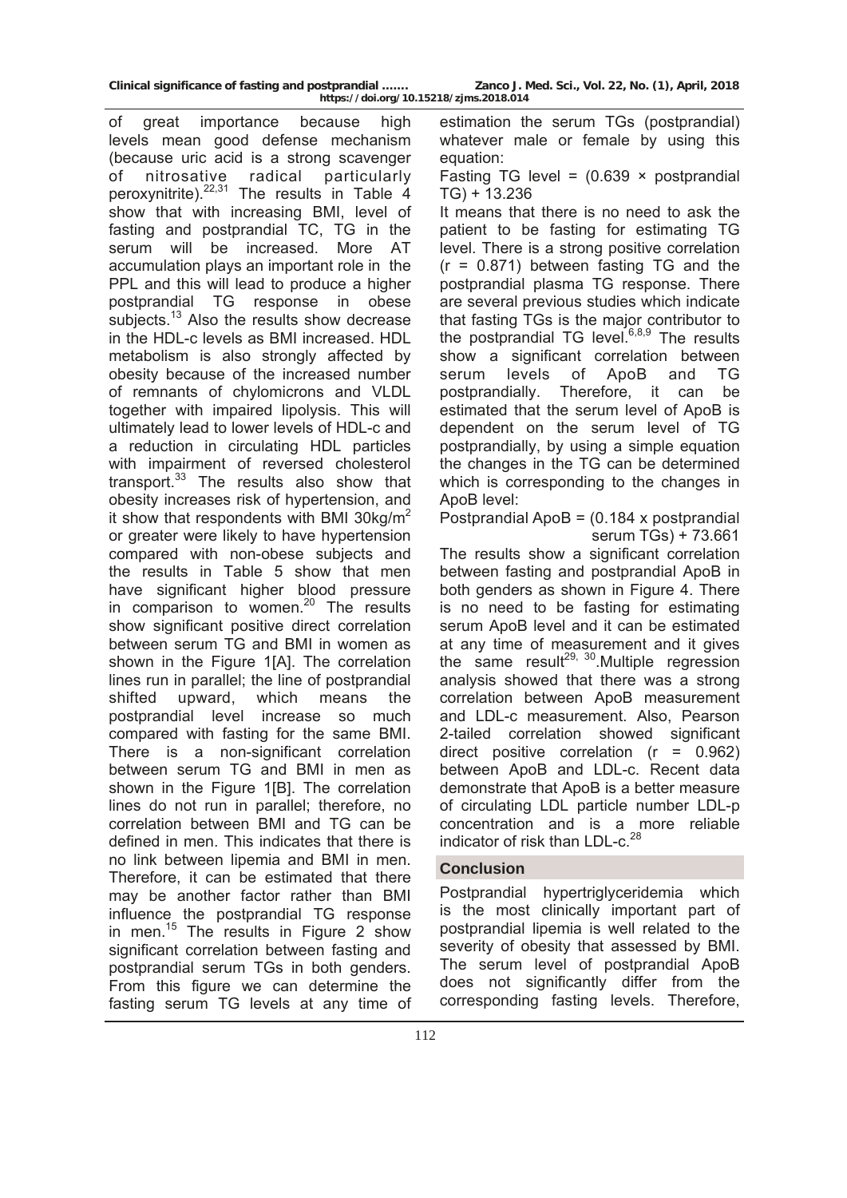of great importance because high levels mean good defense mechanism (because uric acid is a strong scavenger of nitrosative radical particularly peroxynitrite).[22,31] The results in Table 4 show that with increasing BMI, level of fasting and postprandial TC, TG in the serum will be increased. More AT accumulation plays an important role in the PPL and this will lead to produce a higher postprandial TG response in obese subjects.[13] Also the results show decrease in the HDL-c levels as BMI increased. HDL metabolism is also strongly affected by obesity because of the increased number of remnants of chylomicrons and VLDL together with impaired lipolysis. This will ultimately lead to lower levels of HDL-c and a reduction in circulating HDL particles with impairment of reversed cholesterol transport.[33] The results also show that obesity increases risk of hypertension, and it show that respondents with BMI 30kg/$m^2$ or greater were likely to have hypertension compared with non-obese subjects and the results in Table 5 show that men have significant higher blood pressure in comparison to women.[20] The results show significant positive direct correlation between serum TG and BMI in women as shown in the Figure 1[A]. The correlation lines run in parallel; the line of postprandial shifted upward, which means the postprandial level increase so much compared with fasting for the same BMI. There is a non-significant correlation between serum TG and BMI in men as shown in the Figure 1[B]. The correlation lines do not run in parallel; therefore, no correlation between BMI and TG can be defined in men. This indicates that there is no link between lipemia and BMI in men. Therefore, it can be estimated that there may be another factor rather than BMI influence the postprandial TG response in men.[15] The results in Figure 2 show significant correlation between fasting and postprandial serum TGs in both genders. From this figure we can determine the fasting serum TG levels at any time of estimation the serum TGs (postprandial) whatever male or female by using this equation:

Fasting TG level = (0.639 × postprandial TG) + 13.236

It means that there is no need to ask the patient to be fasting for estimating TG level. There is a strong positive correlation ($r = 0.871$) between fasting TG and the postprandial plasma TG response. There are several previous studies which indicate that fasting TGs is the major contributor to the postprandial TG level.[6,8,9] The results show a significant correlation between serum levels of ApoB and TG postprandially. Therefore, it can be estimated that the serum level of ApoB is dependent on the serum level of TG postprandially, by using a simple equation the changes in the TG can be determined which is corresponding to the changes in ApoB level:

Postprandial ApoB = (0.184 x postprandial serum TGs) + 73.661

The results show a significant correlation between fasting and postprandial ApoB in both genders as shown in Figure 4. There is no need to be fasting for estimating serum ApoB level and it can be estimated at any time of measurement and it gives the same result[29, 30].Multiple regression analysis showed that there was a strong correlation between ApoB measurement and LDL-c measurement. Also, Pearson 2-tailed correlation showed significant direct positive correlation ($r = 0.962$) between ApoB and LDL-c. Recent data demonstrate that ApoB is a better measure of circulating LDL particle number LDL-p concentration and is a more reliable indicator of risk than LDL-c.[28]

## Conclusion

Postprandial hypertriglyceridemia which is the most clinically important part of postprandial lipemia is well related to the severity of obesity that assessed by BMI. The serum level of postprandial ApoB does not significantly differ from the corresponding fasting levels. Therefore,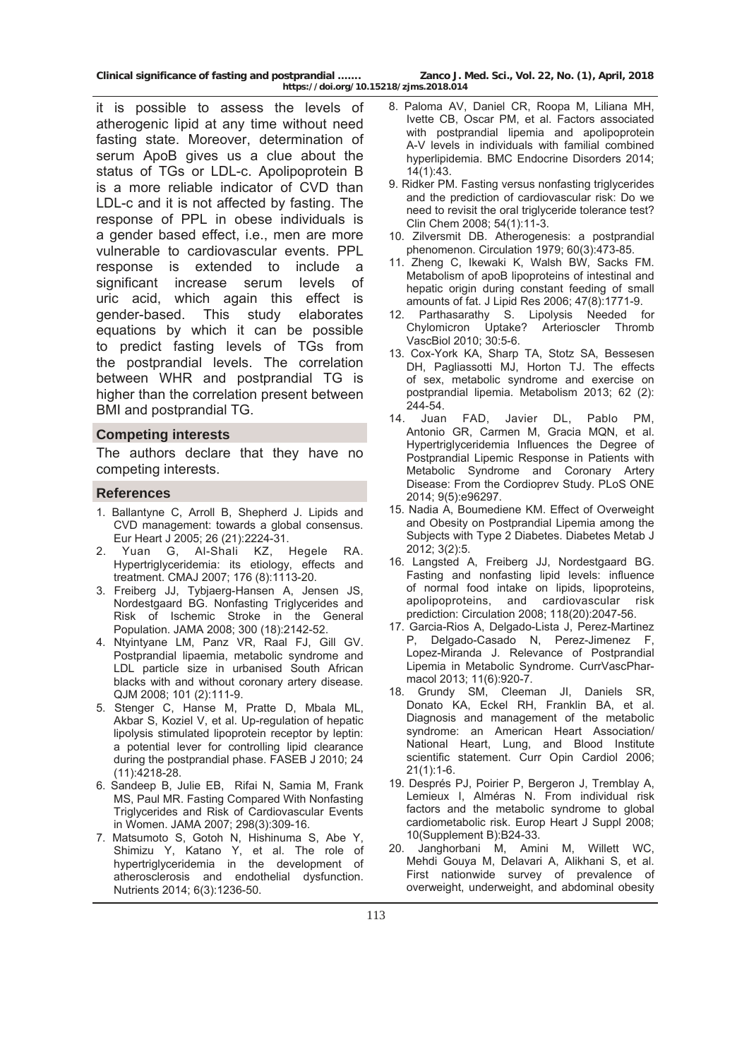it is possible to assess the levels of atherogenic lipid at any time without need fasting state. Moreover, determination of serum ApoB gives us a clue about the status of TGs or LDL-c. Apolipoprotein B is a more reliable indicator of CVD than LDL-c and it is not affected by fasting. The response of PPL in obese individuals is a gender based effect, i.e., men are more vulnerable to cardiovascular events. PPL response is extended to include a significant increase serum levels of uric acid, which again this effect is gender-based. This study elaborates equations by which it can be possible to predict fasting levels of TGs from the postprandial levels. The correlation between WHR and postprandial TG is higher than the correlation present between BMI and postprandial TG.

## Competing interests

The authors declare that they have no competing interests.

## References

1. Ballantyne C, Arroll B, Shepherd J. Lipids and CVD management: towards a global consensus. Eur Heart J 2005; 26 (21):2224-31.
2. Yuan G, Al-Shali KZ, Hegele RA. Hypertriglyceridemia: its etiology, effects and treatment. CMAJ 2007; 176 (8):1113-20.
3. Freiberg JJ, Tybjaerg-Hansen A, Jensen JS, Nordestgaard BG. Nonfasting Triglycerides and Risk of Ischemic Stroke in the General Population. JAMA 2008; 300 (18):2142-52.
4. Ntyintyane LM, Panz VR, Raal FJ, Gill GV. Postprandial lipaemia, metabolic syndrome and LDL particle size in urbanised South African blacks with and without coronary artery disease. QJM 2008; 101 (2):111-9.
5. Stenger C, Hanse M, Pratte D, Mbala ML, Akbar S, Koziel V, et al. Up-regulation of hepatic lipolysis stimulated lipoprotein receptor by leptin: a potential lever for controlling lipid clearance during the postprandial phase. FASEB J 2010; 24 (11):4218-28.
6. Sandeep B, Julie EB, Rifai N, Samia M, Frank MS, Paul MR. Fasting Compared With Nonfasting Triglycerides and Risk of Cardiovascular Events in Women. JAMA 2007; 298(3):309-16.
7. Matsumoto S, Gotoh N, Hishinuma S, Abe Y, Shimizu Y, Katano Y, et al. The role of hypertriglyceridemia in the development of atherosclerosis and endothelial dysfunction. Nutrients 2014; 6(3):1236-50.
8. Paloma AV, Daniel CR, Roopa M, Liliana MH, Ivette CB, Oscar PM, et al. Factors associated with postprandial lipemia and apolipoprotein A-V levels in individuals with familial combined hyperlipidemia. BMC Endocrine Disorders 2014; 14(1):43.
9. Ridker PM. Fasting versus nonfasting triglycerides and the prediction of cardiovascular risk: Do we need to revisit the oral triglyceride tolerance test? Clin Chem 2008; 54(1):11-3.
10. Zilversmit DB. Atherogenesis: a postprandial phenomenon. Circulation 1979; 60(3):473-85.
11. Zheng C, Ikewaki K, Walsh BW, Sacks FM. Metabolism of apoB lipoproteins of intestinal and hepatic origin during constant feeding of small amounts of fat. J Lipid Res 2006; 47(8):1771-9.
12. Parthasarathy S. Lipolysis Needed for Chylomicron Uptake? Arterioscler Thromb VascBiol 2010; 30:5-6.
13. Cox-York KA, Sharp TA, Stotz SA, Bessesen DH, Pagliassotti MJ, Horton TJ. The effects of sex, metabolic syndrome and exercise on postprandial lipemia. Metabolism 2013; 62 (2): 244-54.
14. Juan FAD, Javier DL, Pablo PM, Antonio GR, Carmen M, Gracia MQN, et al. Hypertriglyceridemia Influences the Degree of Postprandial Lipemic Response in Patients with Metabolic Syndrome and Coronary Artery Disease: From the Cordioprev Study. PLoS ONE 2014; 9(5):e96297.
15. Nadia A, Boumediene KM. Effect of Overweight and Obesity on Postprandial Lipemia among the Subjects with Type 2 Diabetes. Diabetes Metab J 2012; 3(2):5.
16. Langsted A, Freiberg JJ, Nordestgaard BG. Fasting and nonfasting lipid levels: influence of normal food intake on lipids, lipoproteins, apolipoproteins, and cardiovascular risk prediction: Circulation 2008; 118(20):2047-56.
17. Garcia-Rios A, Delgado-Lista J, Perez-Martinez P, Delgado-Casado N, Perez-Jimenez F, Lopez-Miranda J. Relevance of Postprandial Lipemia in Metabolic Syndrome. CurrVascPharmacol 2013; 11(6):920-7.
18. Grundy SM, Cleeman JI, Daniels SR, Donato KA, Eckel RH, Franklin BA, et al. Diagnosis and management of the metabolic syndrome: an American Heart Association/ National Heart, Lung, and Blood Institute scientific statement. Curr Opin Cardiol 2006; 21(1):1-6.
19. Després PJ, Poirier P, Bergeron J, Tremblay A, Lemieux I, Alméras N. From individual risk factors and the metabolic syndrome to global cardiometabolic risk. Europ Heart J Suppl 2008; 10(Supplement B):B24-33.
20. Janghorbani M, Amini M, Willett WC, Mehdi Gouya M, Delavari A, Alikhani S, et al. First nationwide survey of prevalence of overweight, underweight, and abdominal obesity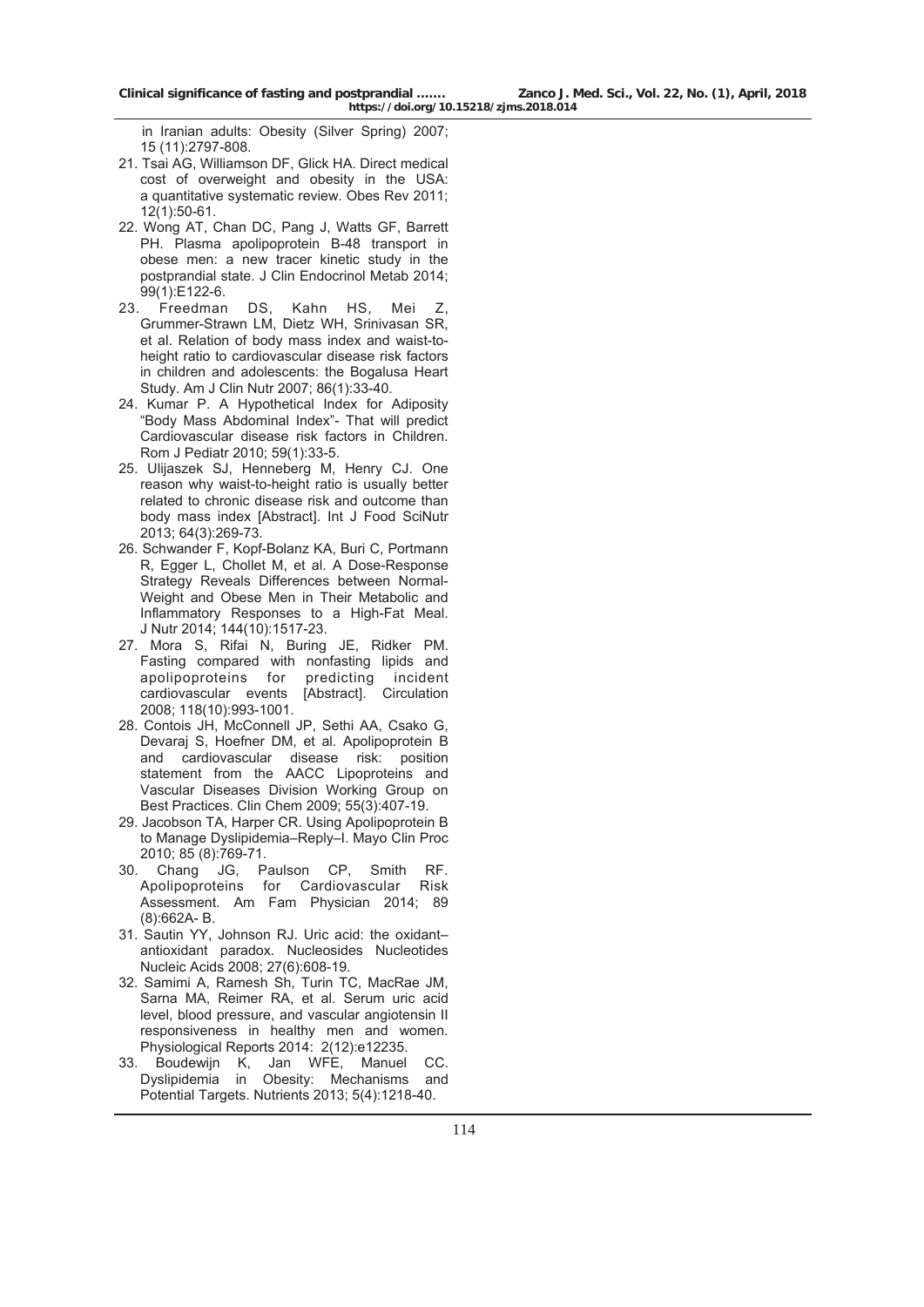in Iranian adults: Obesity (Silver Spring) 2007; 15 (11):2797-808.

21. Tsai AG, Williamson DF, Glick HA. Direct medical cost of overweight and obesity in the USA: a quantitative systematic review. Obes Rev 2011; 12(1):50-61.
22. Wong AT, Chan DC, Pang J, Watts GF, Barrett PH. Plasma apolipoprotein B-48 transport in obese men: a new tracer kinetic study in the postprandial state. J Clin Endocrinol Metab 2014; 99(1):E122-6.
23. Freedman DS, Kahn HS, Mei Z, Grummer-Strawn LM, Dietz WH, Srinivasan SR, et al. Relation of body mass index and waist-to-height ratio to cardiovascular disease risk factors in children and adolescents: the Bogalusa Heart Study. Am J Clin Nutr 2007; 86(1):33-40.
24. Kumar P. A Hypothetical Index for Adiposity "Body Mass Abdominal Index"- That will predict Cardiovascular disease risk factors in Children. Rom J Pediatr 2010; 59(1):33-5.
25. Ulijaszek SJ, Henneberg M, Henry CJ. One reason why waist-to-height ratio is usually better related to chronic disease risk and outcome than body mass index [Abstract]. Int J Food SciNutr 2013; 64(3):269-73.
26. Schwander F, Kopf-Bolanz KA, Buri C, Portmann R, Egger L, Chollet M, et al. A Dose-Response Strategy Reveals Differences between Normal-Weight and Obese Men in Their Metabolic and Inflammatory Responses to a High-Fat Meal. J Nutr 2014; 144(10):1517-23.
27. Mora S, Rifai N, Buring JE, Ridker PM. Fasting compared with nonfasting lipids and apolipoproteins for predicting incident cardiovascular events [Abstract]. Circulation 2008; 118(10):993-1001.
28. Contois JH, McConnell JP, Sethi AA, Csako G, Devaraj S, Hoefner DM, et al. Apolipoprotein B and cardiovascular disease risk: position statement from the AACC Lipoproteins and Vascular Diseases Division Working Group on Best Practices. Clin Chem 2009; 55(3):407-19.
29. Jacobson TA, Harper CR. Using Apolipoprotein B to Manage Dyslipidemia–Reply–I. Mayo Clin Proc 2010; 85 (8):769-71.
30. Chang JG, Paulson CP, Smith RF. Apolipoproteins for Cardiovascular Risk Assessment. Am Fam Physician 2014; 89 (8):662A- B.
31. Sautin YY, Johnson RJ. Uric acid: the oxidant–antioxidant paradox. Nucleosides Nucleotides Nucleic Acids 2008; 27(6):608-19.
32. Samimi A, Ramesh Sh, Turin TC, MacRae JM, Sarna MA, Reimer RA, et al. Serum uric acid level, blood pressure, and vascular angiotensin II responsiveness in healthy men and women. Physiological Reports 2014: 2(12):e12235.
33. Boudewijn K, Jan WFE, Manuel CC. Dyslipidemia in Obesity: Mechanisms and Potential Targets. Nutrients 2013; 5(4):1218-40.